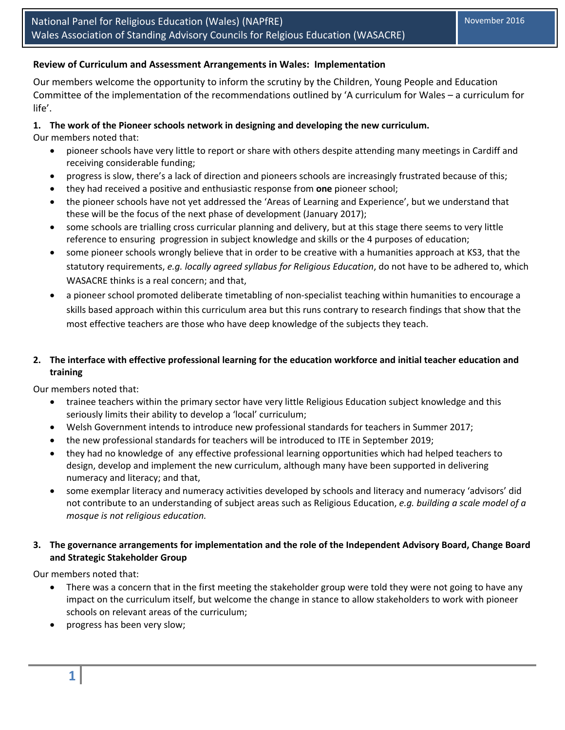National Panel for Religious Education (Wales) (NAPfRE)
Wales Association of Standing Advisory Councils for Relgious Education (WASACRE)

November 2016

**Review of Curriculum and Assessment Arrangements in Wales: Implementation**

Our members welcome the opportunity to inform the scrutiny by the Children, Young People and Education Committee of the implementation of the recommendations outlined by 'A curriculum for Wales – a curriculum for life'.

**1. The work of the Pioneer schools network in designing and developing the new curriculum.**

Our members noted that:

- pioneer schools have very little to report or share with others despite attending many meetings in Cardiff and receiving considerable funding;
- progress is slow, there's a lack of direction and pioneers schools are increasingly frustrated because of this;
- they had received a positive and enthusiastic response from **one** pioneer school;
- the pioneer schools have not yet addressed the 'Areas of Learning and Experience', but we understand that these will be the focus of the next phase of development (January 2017);
- some schools are trialling cross curricular planning and delivery, but at this stage there seems to very little reference to ensuring progression in subject knowledge and skills or the 4 purposes of education;
- some pioneer schools wrongly believe that in order to be creative with a humanities approach at KS3, that the statutory requirements, *e.g. locally agreed syllabus for Religious Education*, do not have to be adhered to, which WASACRE thinks is a real concern; and that,
- a pioneer school promoted deliberate timetabling of non-specialist teaching within humanities to encourage a skills based approach within this curriculum area but this runs contrary to research findings that show that the most effective teachers are those who have deep knowledge of the subjects they teach.

**2. The interface with effective professional learning for the education workforce and initial teacher education and training**

Our members noted that:

- trainee teachers within the primary sector have very little Religious Education subject knowledge and this seriously limits their ability to develop a 'local' curriculum;
- Welsh Government intends to introduce new professional standards for teachers in Summer 2017;
- the new professional standards for teachers will be introduced to ITE in September 2019;
- they had no knowledge of any effective professional learning opportunities which had helped teachers to design, develop and implement the new curriculum, although many have been supported in delivering numeracy and literacy; and that,
- some exemplar literacy and numeracy activities developed by schools and literacy and numeracy 'advisors' did not contribute to an understanding of subject areas such as Religious Education, *e.g. building a scale model of a mosque is not religious education.*

**3. The governance arrangements for implementation and the role of the Independent Advisory Board, Change Board and Strategic Stakeholder Group**

Our members noted that:

- There was a concern that in the first meeting the stakeholder group were told they were not going to have any impact on the curriculum itself, but welcome the change in stance to allow stakeholders to work with pioneer schools on relevant areas of the curriculum;
- progress has been very slow;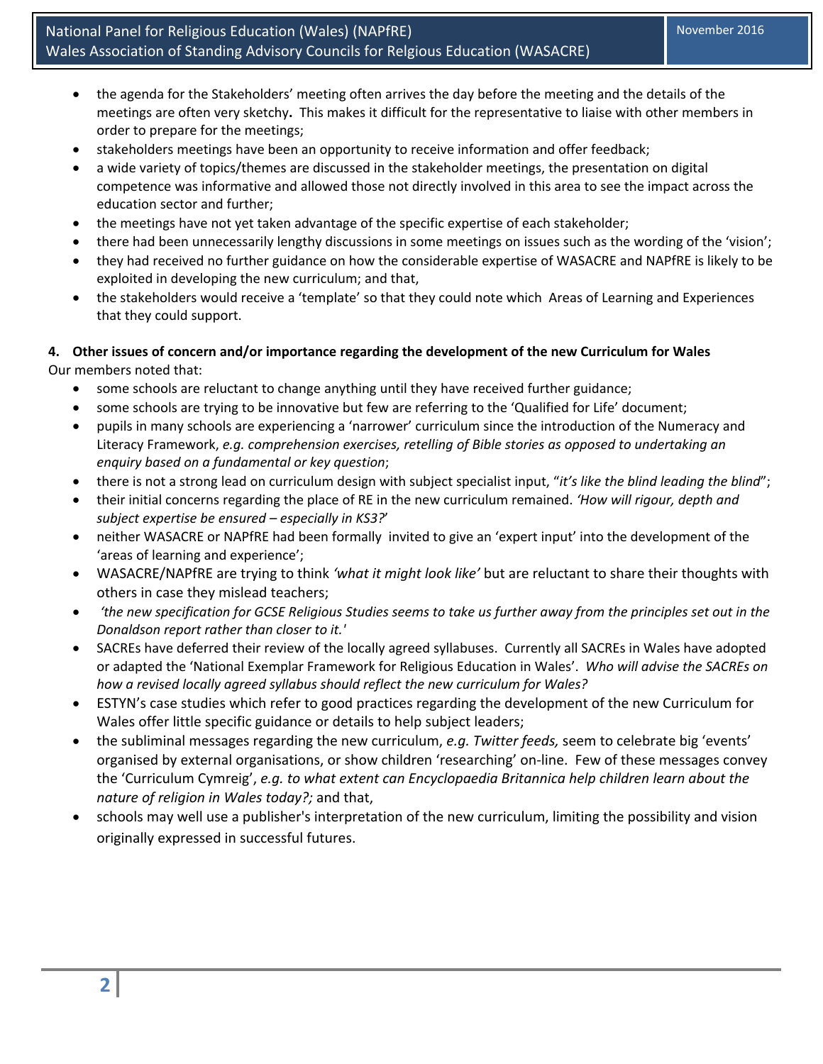- the agenda for the Stakeholders' meeting often arrives the day before the meeting and the details of the meetings are often very sketchy**.** This makes it difficult for the representative to liaise with other members in order to prepare for the meetings;
- stakeholders meetings have been an opportunity to receive information and offer feedback;
- a wide variety of topics/themes are discussed in the stakeholder meetings, the presentation on digital competence was informative and allowed those not directly involved in this area to see the impact across the education sector and further;
- the meetings have not yet taken advantage of the specific expertise of each stakeholder;
- there had been unnecessarily lengthy discussions in some meetings on issues such as the wording of the 'vision';
- they had received no further guidance on how the considerable expertise of WASACRE and NAPfRE is likely to be exploited in developing the new curriculum; and that,
- the stakeholders would receive a 'template' so that they could note which Areas of Learning and Experiences that they could support.

**4. Other issues of concern and/or importance regarding the development of the new Curriculum for Wales**

Our members noted that:

- some schools are reluctant to change anything until they have received further guidance;
- some schools are trying to be innovative but few are referring to the 'Qualified for Life' document;
- pupils in many schools are experiencing a 'narrower' curriculum since the introduction of the Numeracy and Literacy Framework, *e.g. comprehension exercises, retelling of Bible stories as opposed to undertaking an enquiry based on a fundamental or key question*;
- there is not a strong lead on curriculum design with subject specialist input, "*it's like the blind leading the blind*";
- their initial concerns regarding the place of RE in the new curriculum remained. *'How will rigour, depth and subject expertise be ensured – especially in KS3?'*
- neither WASACRE or NAPfRE had been formally invited to give an 'expert input' into the development of the 'areas of learning and experience';
- WASACRE/NAPfRE are trying to think *'what it might look like'* but are reluctant to share their thoughts with others in case they mislead teachers;
- *'the new specification for GCSE Religious Studies seems to take us further away from the principles set out in the Donaldson report rather than closer to it.'*
- SACREs have deferred their review of the locally agreed syllabuses. Currently all SACREs in Wales have adopted or adapted the 'National Exemplar Framework for Religious Education in Wales'. *Who will advise the SACREs on how a revised locally agreed syllabus should reflect the new curriculum for Wales?*
- ESTYN's case studies which refer to good practices regarding the development of the new Curriculum for Wales offer little specific guidance or details to help subject leaders;
- the subliminal messages regarding the new curriculum, *e.g. Twitter feeds,* seem to celebrate big 'events' organised by external organisations, or show children 'researching' on-line. Few of these messages convey the 'Curriculum Cymreig', *e.g. to what extent can Encyclopaedia Britannica help children learn about the nature of religion in Wales today?;* and that,
- schools may well use a publisher's interpretation of the new curriculum, limiting the possibility and vision originally expressed in successful futures.